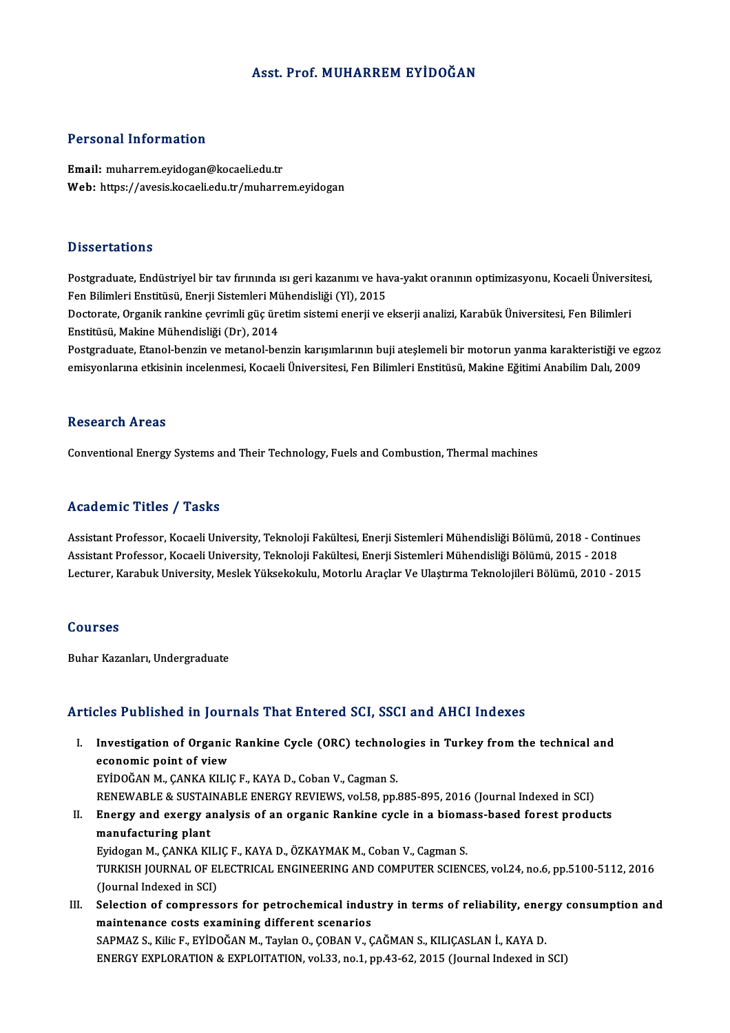# Asst. Prof. MUHARREM EYİDOĞAN

## Personal Information

**Email:** muharrem.eyidogan@kocaeli.edu.tr
**Web:** https://avesis.kocaeli.edu.tr/muharrem.eyidogan

## Dissertations

Postgraduate, Endüstriyel bir tav fırınında ısı geri kazanımı ve hava-yakıt oranının optimizasyonu, Kocaeli Üniversitesi, Fen Bilimleri Enstitüsü, Enerji Sistemleri Mühendisliği (Yl), 2015
Doctorate, Organik rankine çevrimli güç üretim sistemi enerji ve ekserji analizi, Karabük Üniversitesi, Fen Bilimleri Enstitüsü, Makine Mühendisliği (Dr), 2014
Postgraduate, Etanol-benzin ve metanol-benzin karışımlarının buji ateşlemeli bir motorun yanma karakteristiği ve egzoz emisyonlarına etkisinin incelenmesi, Kocaeli Üniversitesi, Fen Bilimleri Enstitüsü, Makine Eğitimi Anabilim Dalı, 2009

## Research Areas

Conventional Energy Systems and Their Technology, Fuels and Combustion, Thermal machines

## Academic Titles / Tasks

Assistant Professor, Kocaeli University, Teknoloji Fakültesi, Enerji Sistemleri Mühendisliği Bölümü, 2018 - Continues
Assistant Professor, Kocaeli University, Teknoloji Fakültesi, Enerji Sistemleri Mühendisliği Bölümü, 2015 - 2018
Lecturer, Karabuk University, Meslek Yüksekokulu, Motorlu Araçlar Ve Ulaştırma Teknolojileri Bölümü, 2010 - 2015

## Courses

Buhar Kazanları, Undergraduate

## Articles Published in Journals That Entered SCI, SSCI and AHCI Indexes

I. **Investigation of Organic Rankine Cycle (ORC) technologies in Turkey from the technical and economic point of view**
EYİDOĞAN M., ÇANKA KILIÇ F., KAYA D., Coban V., Cagman S.
RENEWABLE & SUSTAINABLE ENERGY REVIEWS, vol.58, pp.885-895, 2016 (Journal Indexed in SCI)

II. **Energy and exergy analysis of an organic Rankine cycle in a biomass-based forest products manufacturing plant**
Eyidogan M., ÇANKA KILIÇ F., KAYA D., ÖZKAYMAK M., Coban V., Cagman S.
TURKISH JOURNAL OF ELECTRICAL ENGINEERING AND COMPUTER SCIENCES, vol.24, no.6, pp.5100-5112, 2016 (Journal Indexed in SCI)

III. **Selection of compressors for petrochemical industry in terms of reliability, energy consumption and maintenance costs examining different scenarios**
SAPMAZ S., Kilic F., EYİDOĞAN M., Taylan O., ÇOBAN V., ÇAĞMAN S., KILIÇASLAN İ., KAYA D.
ENERGY EXPLORATION & EXPLOITATION, vol.33, no.1, pp.43-62, 2015 (Journal Indexed in SCI)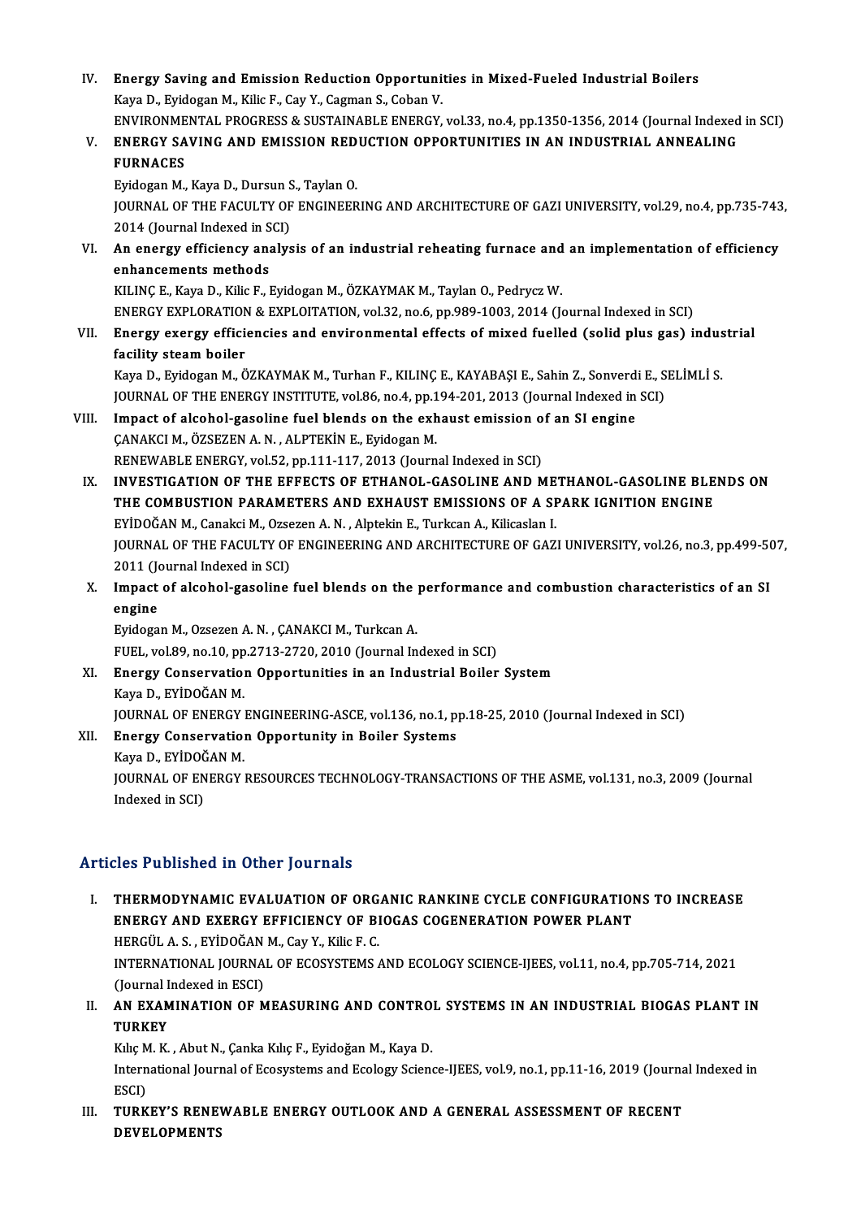IV. **Energy Saving and Emission Reduction Opportunities in Mixed-Fueled Industrial Boilers**
Kaya D., Eyidogan M., Kilic F., Cay Y., Cagman S., Coban V.
ENVIRONMENTAL PROGRESS & SUSTAINABLE ENERGY, vol.33, no.4, pp.1350-1356, 2014 (Journal Indexed in SCI)

V. **ENERGY SAVING AND EMISSION REDUCTION OPPORTUNITIES IN AN INDUSTRIAL ANNEALING FURNACES**
Eyidogan M., Kaya D., Dursun S., Taylan O.
JOURNAL OF THE FACULTY OF ENGINEERING AND ARCHITECTURE OF GAZI UNIVERSITY, vol.29, no.4, pp.735-743, 2014 (Journal Indexed in SCI)

VI. **An energy efficiency analysis of an industrial reheating furnace and an implementation of efficiency enhancements methods**
KILINÇ E., Kaya D., Kilic F., Eyidogan M., ÖZKAYMAK M., Taylan O., Pedrycz W.
ENERGY EXPLORATION & EXPLOITATION, vol.32, no.6, pp.989-1003, 2014 (Journal Indexed in SCI)

VII. **Energy exergy efficiencies and environmental effects of mixed fuelled (solid plus gas) industrial facility steam boiler**
Kaya D., Eyidogan M., ÖZKAYMAK M., Turhan F., KILINÇ E., KAYABAŞI E., Sahin Z., Sonverdi E., SELİMLİ S.
JOURNAL OF THE ENERGY INSTITUTE, vol.86, no.4, pp.194-201, 2013 (Journal Indexed in SCI)

VIII. **Impact of alcohol-gasoline fuel blends on the exhaust emission of an SI engine**
ÇANAKCI M., ÖZSEZEN A. N. , ALPTEKİN E., Eyidogan M.
RENEWABLE ENERGY, vol.52, pp.111-117, 2013 (Journal Indexed in SCI)

IX. **INVESTIGATION OF THE EFFECTS OF ETHANOL-GASOLINE AND METHANOL-GASOLINE BLENDS ON THE COMBUSTION PARAMETERS AND EXHAUST EMISSIONS OF A SPARK IGNITION ENGINE**
EYİDOĞAN M., Canakci M., Ozsezen A. N. , Alptekin E., Turkcan A., Kilicaslan I.
JOURNAL OF THE FACULTY OF ENGINEERING AND ARCHITECTURE OF GAZI UNIVERSITY, vol.26, no.3, pp.499-507, 2011 (Journal Indexed in SCI)

X. **Impact of alcohol-gasoline fuel blends on the performance and combustion characteristics of an SI engine**
Eyidogan M., Ozsezen A. N. , ÇANAKCI M., Turkcan A.
FUEL, vol.89, no.10, pp.2713-2720, 2010 (Journal Indexed in SCI)

XI. **Energy Conservation Opportunities in an Industrial Boiler System**
Kaya D., EYİDOĞAN M.
JOURNAL OF ENERGY ENGINEERING-ASCE, vol.136, no.1, pp.18-25, 2010 (Journal Indexed in SCI)

XII. **Energy Conservation Opportunity in Boiler Systems**
Kaya D., EYİDOĞAN M.
JOURNAL OF ENERGY RESOURCES TECHNOLOGY-TRANSACTIONS OF THE ASME, vol.131, no.3, 2009 (Journal Indexed in SCI)

## Articles Published in Other Journals

I. **THERMODYNAMIC EVALUATION OF ORGANIC RANKINE CYCLE CONFIGURATIONS TO INCREASE ENERGY AND EXERGY EFFICIENCY OF BIOGAS COGENERATION POWER PLANT**
HERGÜL A. S. , EYİDOĞAN M., Cay Y., Kilic F. C.
INTERNATIONAL JOURNAL OF ECOSYSTEMS AND ECOLOGY SCIENCE-IJEES, vol.11, no.4, pp.705-714, 2021 (Journal Indexed in ESCI)

II. **AN EXAMINATION OF MEASURING AND CONTROL SYSTEMS IN AN INDUSTRIAL BIOGAS PLANT IN TURKEY**
Kılıç M. K. , Abut N., Çanka Kılıç F., Eyidoğan M., Kaya D.
International Journal of Ecosystems and Ecology Science-IJEES, vol.9, no.1, pp.11-16, 2019 (Journal Indexed in ESCI)

III. **TURKEY'S RENEWABLE ENERGY OUTLOOK AND A GENERAL ASSESSMENT OF RECENT DEVELOPMENTS**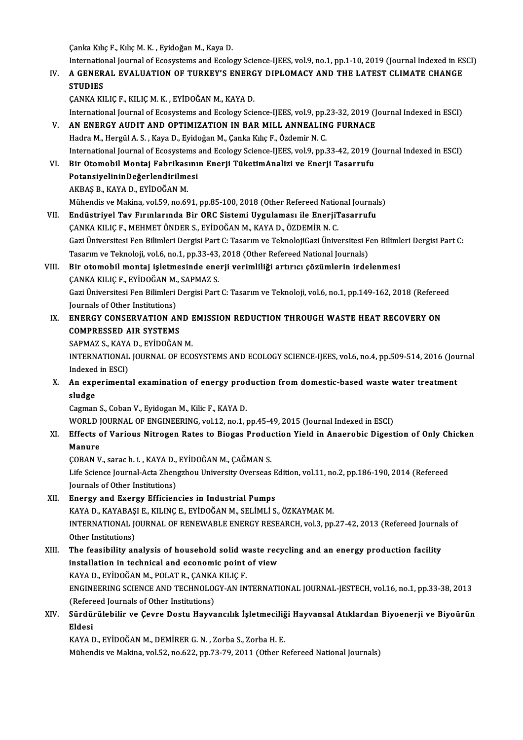Çanka Kılıç F., Kılıç M. K. , Eyidoğan M., Kaya D.
International Journal of Ecosystems and Ecology Science-IJEES, vol.9, no.1, pp.1-10, 2019 (Journal Indexed in ESCI)

IV. **A GENERAL EVALUATION OF TURKEY'S ENERGY DIPLOMACY AND THE LATEST CLIMATE CHANGE STUDIES**
ÇANKA KILIÇ F., KILIÇ M. K. , EYİDOĞAN M., KAYA D.
International Journal of Ecosystems and Ecology Science-IJEES, vol.9, pp.23-32, 2019 (Journal Indexed in ESCI)

V. **AN ENERGY AUDIT AND OPTIMIZATION IN BAR MILL ANNEALING FURNACE**
Hadra M., Hergül A. S. , Kaya D., Eyidoğan M., Çanka Kılıç F., Özdemir N. C.
International Journal of Ecosystems and Ecology Science-IJEES, vol.9, pp.33-42, 2019 (Journal Indexed in ESCI)

VI. **Bir Otomobil Montaj Fabrikasının Enerji TüketimAnalizi ve Enerji Tasarrufu PotansiyelininDeğerlendirilmesi**
AKBAŞ B., KAYA D., EYİDOĞAN M.
Mühendis ve Makina, vol.59, no.691, pp.85-100, 2018 (Other Refereed National Journals)

VII. **Endüstriyel Tav Fırınlarında Bir ORC Sistemi Uygulaması ile EnerjiTasarrufu**
ÇANKA KILIÇ F., MEHMET ÖNDER S., EYİDOĞAN M., KAYA D., ÖZDEMİR N. C.
Gazi Üniversitesi Fen Bilimleri Dergisi Part C: Tasarım ve TeknolojiGazi Üniversitesi Fen Bilimleri Dergisi Part C: Tasarım ve Teknoloji, vol.6, no.1, pp.33-43, 2018 (Other Refereed National Journals)

VIII. **Bir otomobil montaj işletmesinde enerji verimliliği artırıcı çözümlerin irdelenmesi**
ÇANKA KILIÇ F., EYİDOĞAN M., SAPMAZ S.
Gazi Üniversitesi Fen Bilimleri Dergisi Part C: Tasarım ve Teknoloji, vol.6, no.1, pp.149-162, 2018 (Refereed Journals of Other Institutions)

IX. **ENERGY CONSERVATION AND EMISSION REDUCTION THROUGH WASTE HEAT RECOVERY ON COMPRESSED AIR SYSTEMS**
SAPMAZ S., KAYA D., EYİDOĞAN M.
INTERNATIONAL JOURNAL OF ECOSYSTEMS AND ECOLOGY SCIENCE-IJEES, vol.6, no.4, pp.509-514, 2016 (Journal Indexed in ESCI)

X. **An experimental examination of energy production from domestic-based waste water treatment sludge**
Cagman S., Coban V., Eyidogan M., Kilic F., KAYA D.
WORLD JOURNAL OF ENGINEERING, vol.12, no.1, pp.45-49, 2015 (Journal Indexed in ESCI)

XI. **Effects of Various Nitrogen Rates to Biogas Production Yield in Anaerobic Digestion of Only Chicken Manure**
ÇOBAN V., sarac h. i. , KAYA D., EYİDOĞAN M., ÇAĞMAN S.
Life Science Journal-Acta Zhengzhou University Overseas Edition, vol.11, no.2, pp.186-190, 2014 (Refereed Journals of Other Institutions)

XII. **Energy and Exergy Efficiencies in Industrial Pumps**
KAYA D., KAYABAŞI E., KILINÇ E., EYİDOĞAN M., SELİMLİ S., ÖZKAYMAK M.
INTERNATIONAL JOURNAL OF RENEWABLE ENERGY RESEARCH, vol.3, pp.27-42, 2013 (Refereed Journals of Other Institutions)

XIII. **The feasibility analysis of household solid waste recycling and an energy production facility installation in technical and economic point of view**
KAYA D., EYİDOĞAN M., POLAT R., ÇANKA KILIÇ F.
ENGINEERING SCIENCE AND TECHNOLOGY-AN INTERNATIONAL JOURNAL-JESTECH, vol.16, no.1, pp.33-38, 2013 (Refereed Journals of Other Institutions)

XIV. **Sürdürülebilir ve Çevre Dostu Hayvancılık İşletmeciliği Hayvansal Atıklardan Biyoenerji ve Biyoürün Eldesi**
KAYA D., EYİDOĞAN M., DEMİRER G. N. , Zorba S., Zorba H. E.
Mühendis ve Makina, vol.52, no.622, pp.73-79, 2011 (Other Refereed National Journals)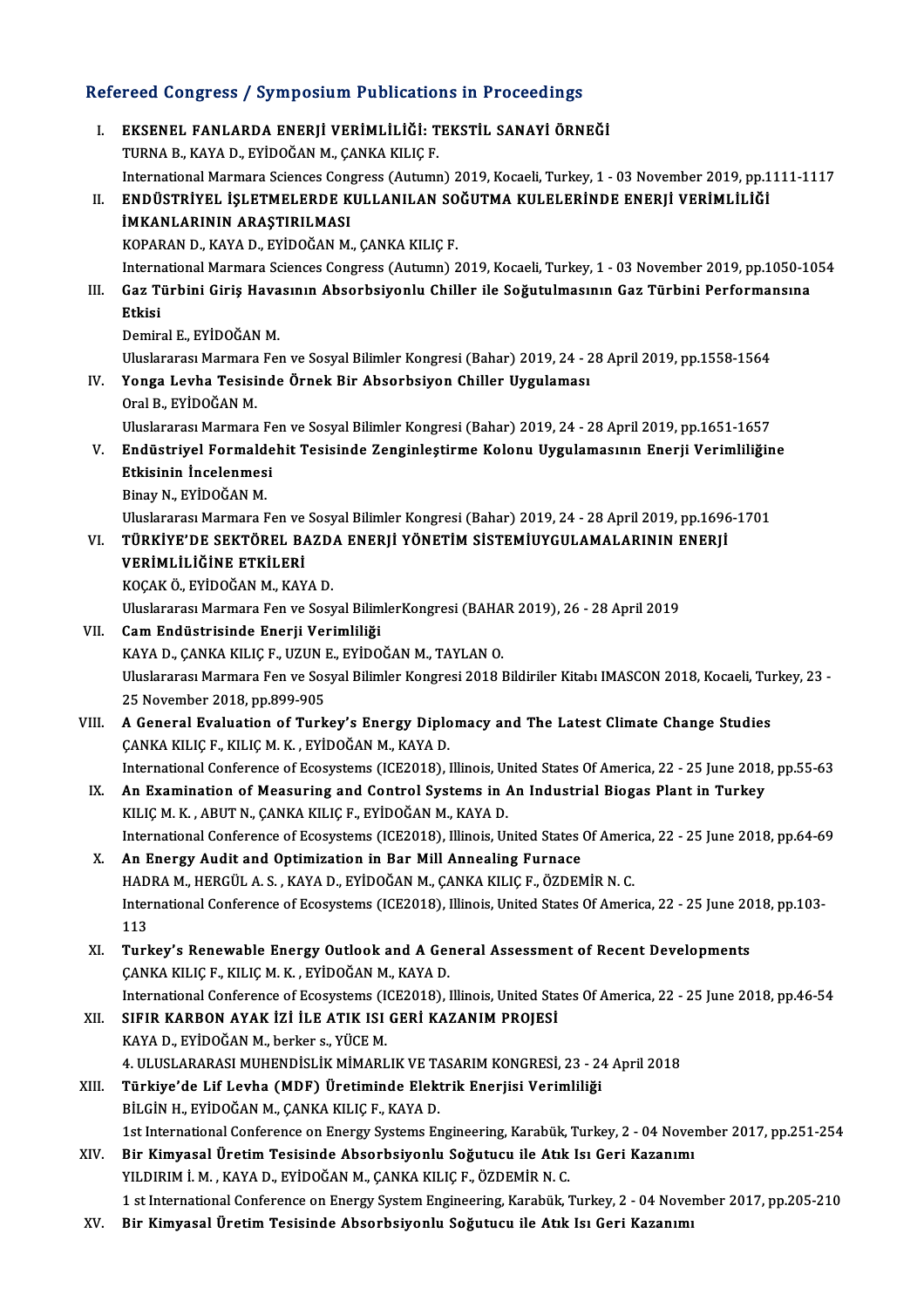## Refereed Congress / Symposium Publications in Proceedings

I. **EKSENEL FANLARDA ENERJİ VERİMLİLİĞİ: TEKSTİL SANAYİ ÖRNEĞİ**
TURNA B., KAYA D., EYİDOĞAN M., ÇANKA KILIÇ F.
International Marmara Sciences Congress (Autumn) 2019, Kocaeli, Turkey, 1 - 03 November 2019, pp.1111-1117

II. **ENDÜSTRİYEL İŞLETMELERDE KULLANILAN SOĞUTMA KULELERİNDE ENERJİ VERİMLİLİĞİ İMKANLARININ ARAŞTIRILMASI**
KOPARAN D., KAYA D., EYİDOĞAN M., ÇANKA KILIÇ F.
International Marmara Sciences Congress (Autumn) 2019, Kocaeli, Turkey, 1 - 03 November 2019, pp.1050-1054

III. **Gaz Türbini Giriş Havasının Absorbsiyonlu Chiller ile Soğutulmasının Gaz Türbini Performansına Etkisi**
Demiral E., EYİDOĞAN M.
Uluslararası Marmara Fen ve Sosyal Bilimler Kongresi (Bahar) 2019, 24 - 28 April 2019, pp.1558-1564

IV. **Yonga Levha Tesisinde Örnek Bir Absorbsiyon Chiller Uygulaması**
Oral B., EYİDOĞAN M.
Uluslararası Marmara Fen ve Sosyal Bilimler Kongresi (Bahar) 2019, 24 - 28 April 2019, pp.1651-1657

V. **Endüstriyel Formaldehit Tesisinde Zenginleştirme Kolonu Uygulamasının Enerji Verimliliğine Etkisinin İncelenmesi**
Binay N., EYİDOĞAN M.
Uluslararası Marmara Fen ve Sosyal Bilimler Kongresi (Bahar) 2019, 24 - 28 April 2019, pp.1696-1701

VI. **TÜRKİYE'DE SEKTÖREL BAZDA ENERJİ YÖNETİM SİSTEMİUYGULAMALARININ ENERJİ VERİMLİLİĞİNE ETKİLERİ**
KOÇAK Ö., EYİDOĞAN M., KAYA D.
Uluslararası Marmara Fen ve Sosyal BilimlerKongresi (BAHAR 2019), 26 - 28 April 2019

VII. **Cam Endüstrisinde Enerji Verimliliği**
KAYA D., ÇANKA KILIÇ F., UZUN E., EYİDOĞAN M., TAYLAN O.
Uluslararası Marmara Fen ve Sosyal Bilimler Kongresi 2018 Bildiriler Kitabı IMASCON 2018, Kocaeli, Turkey, 23 - 25 November 2018, pp.899-905

VIII. **A General Evaluation of Turkey's Energy Diplomacy and The Latest Climate Change Studies**
ÇANKA KILIÇ F., KILIÇ M. K. , EYİDOĞAN M., KAYA D.
International Conference of Ecosystems (ICE2018), Illinois, United States Of America, 22 - 25 June 2018, pp.55-63

IX. **An Examination of Measuring and Control Systems in An Industrial Biogas Plant in Turkey**
KILIÇ M. K. , ABUT N., ÇANKA KILIÇ F., EYİDOĞAN M., KAYA D.
International Conference of Ecosystems (ICE2018), Illinois, United States Of America, 22 - 25 June 2018, pp.64-69

X. **An Energy Audit and Optimization in Bar Mill Annealing Furnace**
HADRA M., HERGÜL A. S. , KAYA D., EYİDOĞAN M., ÇANKA KILIÇ F., ÖZDEMİR N. C.
International Conference of Ecosystems (ICE2018), Illinois, United States Of America, 22 - 25 June 2018, pp.103-113

XI. **Turkey's Renewable Energy Outlook and A General Assessment of Recent Developments**
ÇANKA KILIÇ F., KILIÇ M. K. , EYİDOĞAN M., KAYA D.
International Conference of Ecosystems (ICE2018), Illinois, United States Of America, 22 - 25 June 2018, pp.46-54

XII. **SIFIR KARBON AYAK İZİ İLE ATIK ISI GERİ KAZANIM PROJESİ**
KAYA D., EYİDOĞAN M., berker s., YÜCE M.
4. ULUSLARARASI MUHENDİSLİK MİMARLIK VE TASARIM KONGRESİ, 23 - 24 April 2018

XIII. **Türkiye'de Lif Levha (MDF) Üretiminde Elektrik Enerjisi Verimliliği**
BİLGİN H., EYİDOĞAN M., ÇANKA KILIÇ F., KAYA D.
1st International Conference on Energy Systems Engineering, Karabük, Turkey, 2 - 04 November 2017, pp.251-254

XIV. **Bir Kimyasal Üretim Tesisinde Absorbsiyonlu Soğutucu ile Atık Isı Geri Kazanımı**
YILDIRIM İ. M. , KAYA D., EYİDOĞAN M., ÇANKA KILIÇ F., ÖZDEMİR N. C.
1 st International Conference on Energy System Engineering, Karabük, Turkey, 2 - 04 November 2017, pp.205-210

XV. **Bir Kimyasal Üretim Tesisinde Absorbsiyonlu Soğutucu ile Atık Isı Geri Kazanımı**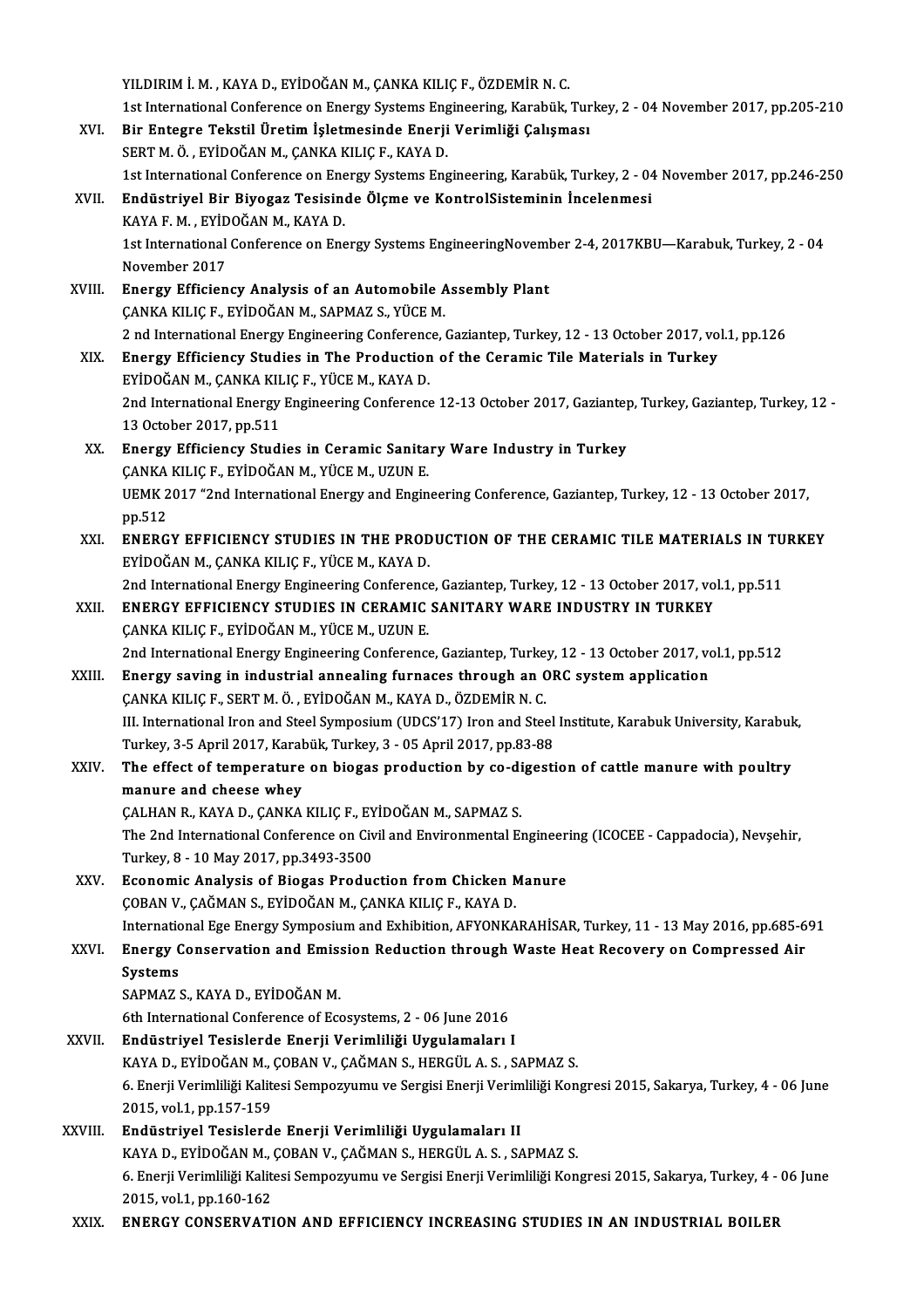YILDIRIM İ. M. , KAYA D., EYİDOĞAN M., ÇANKA KILIÇ F., ÖZDEMİR N. C.
1st International Conference on Energy Systems Engineering, Karabük, Turkey, 2 - 04 November 2017, pp.205-210

XVI. **Bir Entegre Tekstil Üretim İşletmesinde Enerji Verimliği Çalışması**
SERT M. Ö. , EYİDOĞAN M., ÇANKA KILIÇ F., KAYA D.
1st International Conference on Energy Systems Engineering, Karabük, Turkey, 2 - 04 November 2017, pp.246-250

XVII. **Endüstriyel Bir Biyogaz Tesisinde Ölçme ve KontrolSisteminin İncelenmesi**
KAYA F. M. , EYİDOĞAN M., KAYA D.
1st International Conference on Energy Systems EngineeringNovember 2-4, 2017KBU—Karabuk, Turkey, 2 - 04 November 2017

XVIII. **Energy Efficiency Analysis of an Automobile Assembly Plant**
ÇANKA KILIÇ F., EYİDOĞAN M., SAPMAZ S., YÜCE M.
2 nd International Energy Engineering Conference, Gaziantep, Turkey, 12 - 13 October 2017, vol.1, pp.126

XIX. **Energy Efficiency Studies in The Production of the Ceramic Tile Materials in Turkey**
EYİDOĞAN M., ÇANKA KILIÇ F., YÜCE M., KAYA D.
2nd International Energy Engineering Conference 12-13 October 2017, Gaziantep, Turkey, Gaziantep, Turkey, 12 - 13 October 2017, pp.511

XX. **Energy Efficiency Studies in Ceramic Sanitary Ware Industry in Turkey**
ÇANKA KILIÇ F., EYİDOĞAN M., YÜCE M., UZUN E.
UEMK 2017 "2nd International Energy and Engineering Conference, Gaziantep, Turkey, 12 - 13 October 2017, pp.512

XXI. **ENERGY EFFICIENCY STUDIES IN THE PRODUCTION OF THE CERAMIC TILE MATERIALS IN TURKEY**
EYİDOĞAN M., ÇANKA KILIÇ F., YÜCE M., KAYA D.
2nd International Energy Engineering Conference, Gaziantep, Turkey, 12 - 13 October 2017, vol.1, pp.511

XXII. **ENERGY EFFICIENCY STUDIES IN CERAMIC SANITARY WARE INDUSTRY IN TURKEY**
ÇANKA KILIÇ F., EYİDOĞAN M., YÜCE M., UZUN E.
2nd International Energy Engineering Conference, Gaziantep, Turkey, 12 - 13 October 2017, vol.1, pp.512

XXIII. **Energy saving in industrial annealing furnaces through an ORC system application**
ÇANKA KILIÇ F., SERT M. Ö. , EYİDOĞAN M., KAYA D., ÖZDEMİR N. C.
III. International Iron and Steel Symposium (UDCS'17) Iron and Steel Institute, Karabuk University, Karabuk, Turkey, 3-5 April 2017, Karabük, Turkey, 3 - 05 April 2017, pp.83-88

XXIV. **The effect of temperature on biogas production by co-digestion of cattle manure with poultry manure and cheese whey**
ÇALHAN R., KAYA D., ÇANKA KILIÇ F., EYİDOĞAN M., SAPMAZ S.
The 2nd International Conference on Civil and Environmental Engineering (ICOCEE - Cappadocia), Nevşehir, Turkey, 8 - 10 May 2017, pp.3493-3500

XXV. **Economic Analysis of Biogas Production from Chicken Manure**
ÇOBAN V., ÇAĞMAN S., EYİDOĞAN M., ÇANKA KILIÇ F., KAYA D.
International Ege Energy Symposium and Exhibition, AFYONKARAHİSAR, Turkey, 11 - 13 May 2016, pp.685-691

XXVI. **Energy Conservation and Emission Reduction through Waste Heat Recovery on Compressed Air Systems**
SAPMAZ S., KAYA D., EYİDOĞAN M.
6th International Conference of Ecosystems, 2 - 06 June 2016

XXVII. **Endüstriyel Tesislerde Enerji Verimliliği Uygulamaları I**
KAYA D., EYİDOĞAN M., ÇOBAN V., ÇAĞMAN S., HERGÜL A. S. , SAPMAZ S.
6. Enerji Verimliliği Kalitesi Sempozyumu ve Sergisi Enerji Verimliliği Kongresi 2015, Sakarya, Turkey, 4 - 06 June 2015, vol.1, pp.157-159

XXVIII. **Endüstriyel Tesislerde Enerji Verimliliği Uygulamaları II**
KAYA D., EYİDOĞAN M., ÇOBAN V., ÇAĞMAN S., HERGÜL A. S. , SAPMAZ S.
6. Enerji Verimliliği Kalitesi Sempozyumu ve Sergisi Enerji Verimliliği Kongresi 2015, Sakarya, Turkey, 4 - 06 June 2015, vol.1, pp.160-162

XXIX. **ENERGY CONSERVATION AND EFFICIENCY INCREASING STUDIES IN AN INDUSTRIAL BOILER**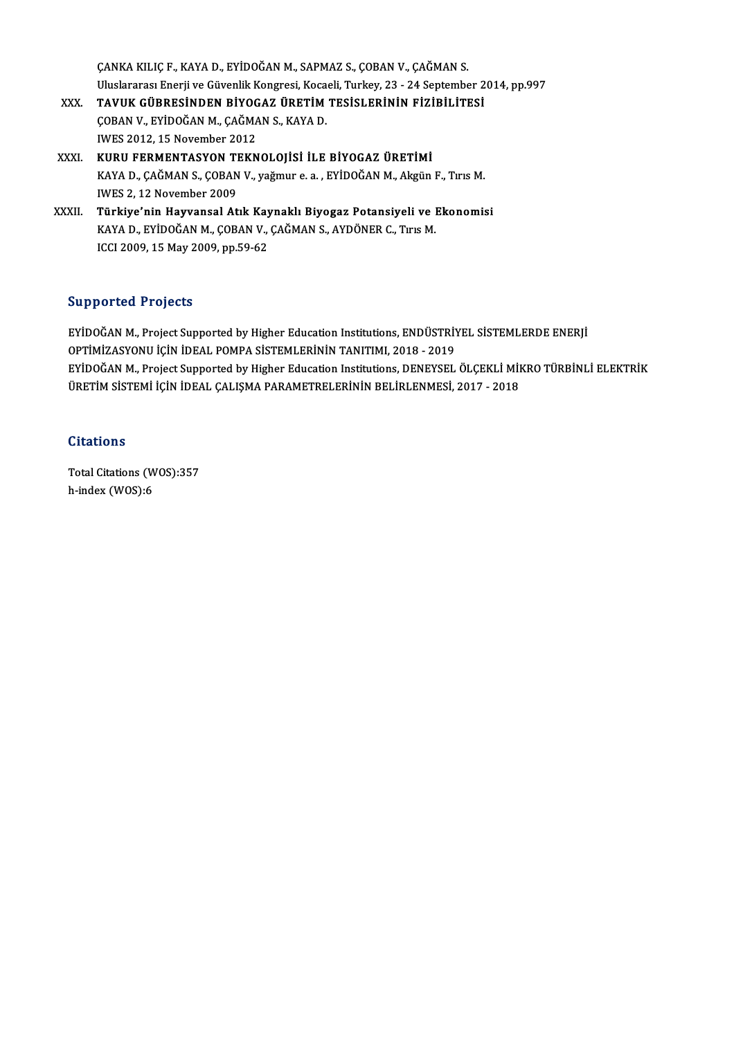ÇANKA KILIÇ F., KAYA D., EYİDOĞAN M., SAPMAZ S., ÇOBAN V., ÇAĞMAN S.
Uluslararası Enerji ve Güvenlik Kongresi, Kocaeli, Turkey, 23 - 24 September 2014, pp.997

XXX. **TAVUK GÜBRESİNDEN BİYOGAZ ÜRETİM TESİSLERİNİN FİZİBİLİTESİ**
ÇOBAN V., EYİDOĞAN M., ÇAĞMAN S., KAYA D.
IWES 2012, 15 November 2012

XXXI. **KURU FERMENTASYON TEKNOLOJİSİ İLE BİYOGAZ ÜRETİMİ**
KAYA D., ÇAĞMAN S., ÇOBAN V., yağmur e. a. , EYİDOĞAN M., Akgün F., Tırıs M.
IWES 2, 12 November 2009

XXXII. **Türkiye'nin Hayvansal Atık Kaynaklı Biyogaz Potansiyeli ve Ekonomisi**
KAYA D., EYİDOĞAN M., ÇOBAN V., ÇAĞMAN S., AYDÖNER C., Tırıs M.
ICCI 2009, 15 May 2009, pp.59-62

## Supported Projects

EYİDOĞAN M., Project Supported by Higher Education Institutions, ENDÜSTRİYEL SİSTEMLERDE ENERJİ OPTİMİZASYONU İÇİN İDEAL POMPA SİSTEMLERİNİN TANITIMI, 2018 - 2019

EYİDOĞAN M., Project Supported by Higher Education Institutions, DENEYSEL ÖLÇEKLİ MİKRO TÜRBİNLİ ELEKTRİK ÜRETİM SİSTEMİ İÇİN İDEAL ÇALIŞMA PARAMETRELERİNİN BELİRLENMESİ, 2017 - 2018

## Citations

Total Citations (WOS):357
h-index (WOS):6